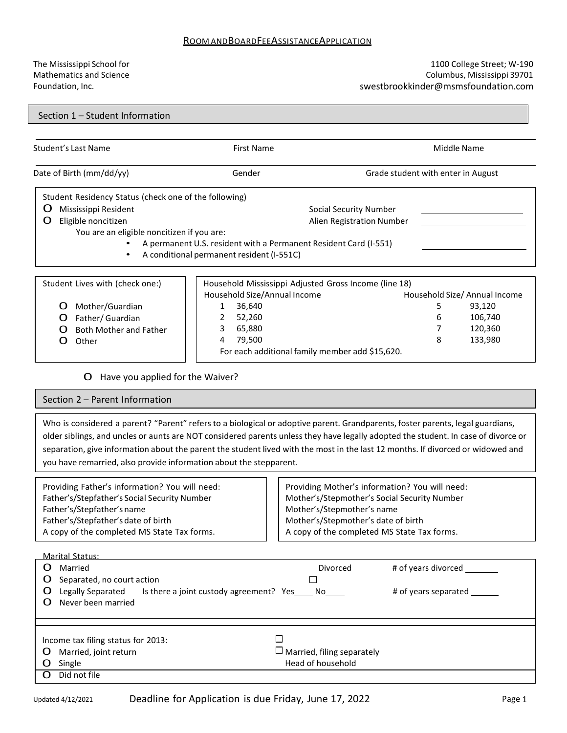# Room and Board Fee Assistance Application

The Mississippi School for Mathematics and Science Foundation, Inc.

1100 College Street; W-190
Columbus, Mississippi 39701
swestbrookkinder@msmsfoundation.com

## Section 1 – Student Information

Student's Last Name ______ First Name ______ Middle Name ______

Date of Birth (mm/dd/yy) ______ Gender ______ Grade student with enter in August ______

Student Residency Status (check one of the following)

- O Mississippi Resident — Social Security Number ______
- O Eligible noncitizen — Alien Registration Number ______

You are an eligible noncitizen if you are:

- A permanent U.S. resident with a Permanent Resident Card (I-551)
- A conditional permanent resident (I-551C)

Student Lives with (check one:)

- O Mother/Guardian
- O Father/ Guardian
- O Both Mother and Father
- O Other

Household Mississippi Adjusted Gross Income (line 18)

| Household Size | Annual Income | Household Size | Annual Income |
|---|---|---|---|
| 1 | 36,640 | 5 | 93,120 |
| 2 | 52,260 | 6 | 106,740 |
| 3 | 65,880 | 7 | 120,360 |
| 4 | 79,500 | 8 | 133,980 |

For each additional family member add $15,620.

O Have you applied for the Waiver?

## Section 2 – Parent Information

Who is considered a parent? "Parent" refers to a biological or adoptive parent. Grandparents, foster parents, legal guardians, older siblings, and uncles or aunts are NOT considered parents unless they have legally adopted the student. In case of divorce or separation, give information about the parent the student lived with the most in the last 12 months. If divorced or widowed and you have remarried, also provide information about the stepparent.

Providing Father's information? You will need:
Father's/Stepfather's Social Security Number
Father's/Stepfather's name
Father's/Stepfather's date of birth
A copy of the completed MS State Tax forms.

Providing Mother's information? You will need:
Mother's/Stepmother's Social Security Number
Mother's/Stepmother's name
Mother's/Stepmother's date of birth
A copy of the completed MS State Tax forms.

Marital Status:

- O Married
- O Separated, no court action
- O Legally Separated — Is there a joint custody agreement? Yes____ No____
- O Never been married
- ☐ Divorced

\# of years divorced ______

\# of years separated ______

Income tax filing status for 2013:

- O Married, joint return
- O Single
- O Did not file
- ☐ Married, filing separately
- ☐ Head of household

Deadline for Application is due Friday, June 17, 2022

Updated 4/12/2021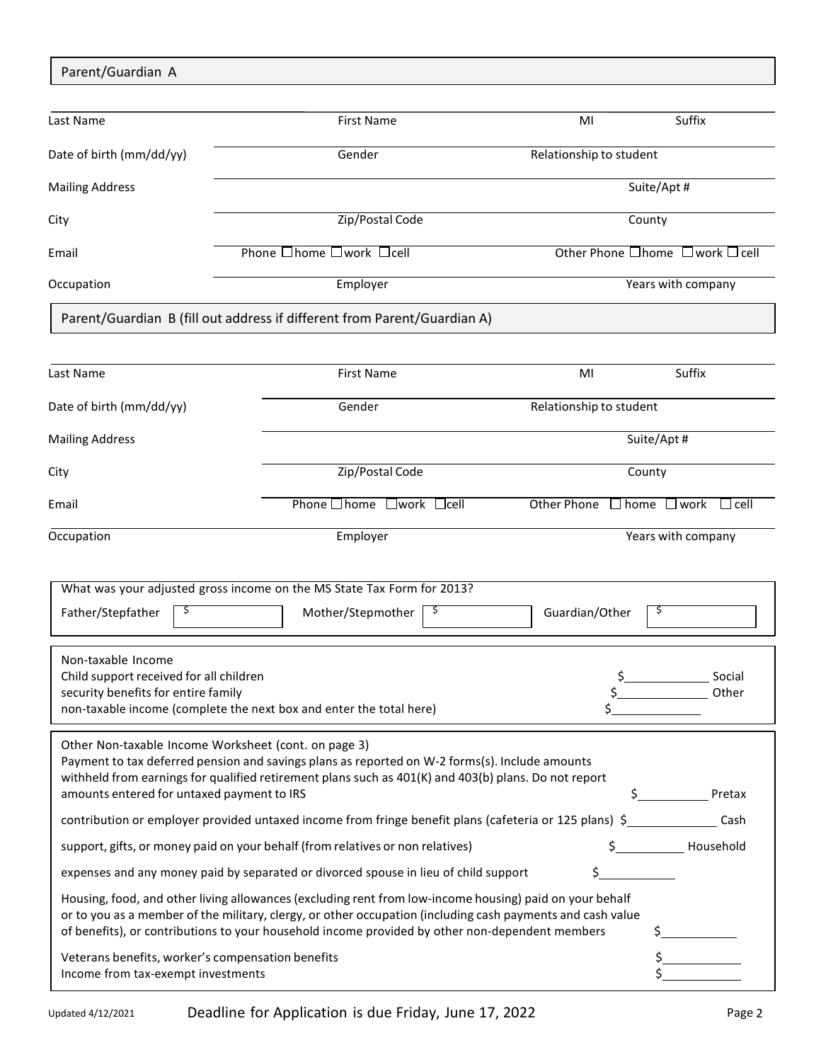## Parent/Guardian A

| Last Name | First Name | MI | Suffix |
|---|---|---|---|
| | | | |

| | | |
|---|---|---|
| Date of birth (mm/dd/yy) | Gender | Relationship to student |
| Mailing Address | | Suite/Apt # |
| City | Zip/Postal Code | County |
| Email | Phone ☐home ☐work ☐cell | Other Phone ☐home ☐work ☐cell |
| Occupation | Employer | Years with company |

## Parent/Guardian B (fill out address if different from Parent/Guardian A)

| Last Name | First Name | MI | Suffix |
|---|---|---|---|
| | | | |

| | | |
|---|---|---|
| Date of birth (mm/dd/yy) | Gender | Relationship to student |
| Mailing Address | | Suite/Apt # |
| City | Zip/Postal Code | County |
| Email | Phone ☐home ☐work ☐cell | Other Phone ☐home ☐work ☐cell |
| Occupation | Employer | Years with company |

What was your adjusted gross income on the MS State Tax Form for 2013?

Father/Stepfather $ ______ Mother/Stepmother $ ______ Guardian/Other $ ______

Non-taxable Income

Child support received for all children $______ Social

security benefits for entire family $______ Other

non-taxable income (complete the next box and enter the total here) $______

Other Non-taxable Income Worksheet (cont. on page 3)

Payment to tax deferred pension and savings plans as reported on W-2 forms(s). Include amounts withheld from earnings for qualified retirement plans such as 401(K) and 403(b) plans. Do not report amounts entered for untaxed payment to IRS $______ Pretax

contribution or employer provided untaxed income from fringe benefit plans (cafeteria or 125 plans) $______ Cash

support, gifts, or money paid on your behalf (from relatives or non relatives) $______ Household

expenses and any money paid by separated or divorced spouse in lieu of child support $______

Housing, food, and other living allowances (excluding rent from low-income housing) paid on your behalf or to you as a member of the military, clergy, or other occupation (including cash payments and cash value of benefits), or contributions to your household income provided by other non-dependent members $______

Veterans benefits, worker's compensation benefits $______

Income from tax-exempt investments $______

Updated 4/12/2021 Deadline for Application is due Friday, June 17, 2022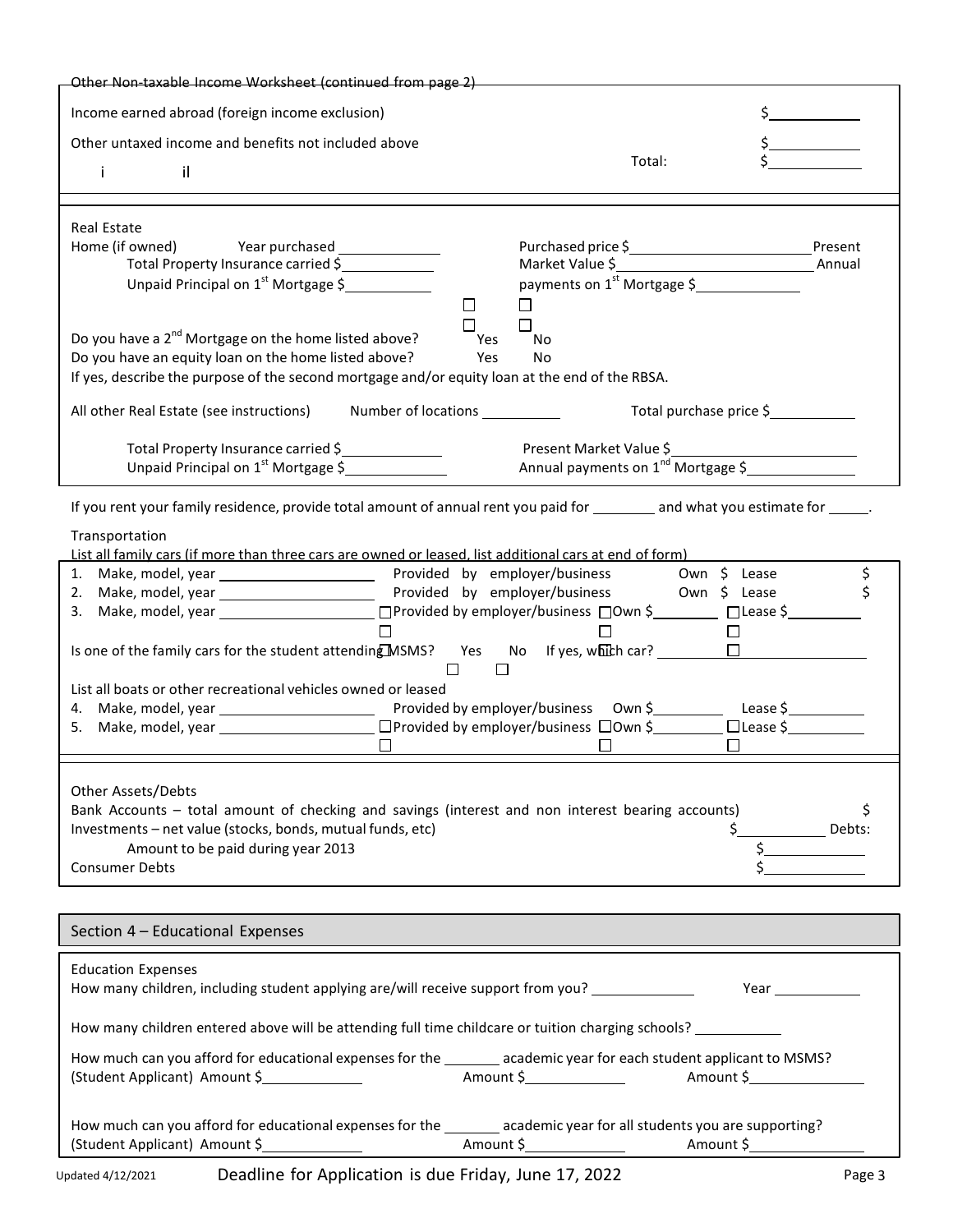Other Non-taxable Income Worksheet (continued from page 2)

Income earned abroad (foreign income exclusion) $\_\_\_\_\_\_\_\_

Other untaxed income and benefits not included above $\_\_\_\_\_\_\_\_

Total: $\_\_\_\_\_\_\_\_

i il

---

Real Estate

Home (if owned) Year purchased \_\_\_\_\_\_\_\_ Purchased price $\_\_\_\_\_\_\_\_ Present Market Value $\_\_\_\_\_\_\_\_

Total Property Insurance carried $\_\_\_\_\_\_\_\_ Annual payments on 1[st] Mortgage $\_\_\_\_\_\_\_\_

Unpaid Principal on 1[st] Mortgage $\_\_\_\_\_\_\_\_

Do you have a 2[nd] Mortgage on the home listed above? ☐ Yes ☐ No

Do you have an equity loan on the home listed above? ☐ Yes ☐ No

If yes, describe the purpose of the second mortgage and/or equity loan at the end of the RBSA.

All other Real Estate (see instructions) Number of locations \_\_\_\_\_\_ Total purchase price $\_\_\_\_\_\_\_\_

Total Property Insurance carried $\_\_\_\_\_\_\_\_ Present Market Value $\_\_\_\_\_\_\_\_

Unpaid Principal on 1[st] Mortgage $\_\_\_\_\_\_\_\_ Annual payments on 1[nd] Mortgage $\_\_\_\_\_\_\_\_

If you rent your family residence, provide total amount of annual rent you paid for \_\_\_\_\_\_ and what you estimate for \_\_\_\_\_.

Transportation

List all family cars (if more than three cars are owned or leased, list additional cars at end of form)

1. Make, model, year \_\_\_\_\_\_\_\_ ☐ Provided by employer/business ☐ Own $\_\_\_\_\_\_ ☐ Lease $\_\_\_\_\_\_
2. Make, model, year \_\_\_\_\_\_\_\_ ☐ Provided by employer/business ☐ Own $\_\_\_\_\_\_ ☐ Lease $\_\_\_\_\_\_
3. Make, model, year \_\_\_\_\_\_\_\_ ☐ Provided by employer/business ☐ Own $\_\_\_\_\_\_ ☐ Lease $\_\_\_\_\_\_

Is one of the family cars for the student attending MSMS? ☐ Yes ☐ No If yes, which car? \_\_\_\_\_\_\_\_

List all boats or other recreational vehicles owned or leased

4. Make, model, year \_\_\_\_\_\_\_\_ ☐ Provided by employer/business ☐ Own $\_\_\_\_\_\_ ☐ Lease $\_\_\_\_\_\_
5. Make, model, year \_\_\_\_\_\_\_\_ ☐ Provided by employer/business ☐ Own $\_\_\_\_\_\_ ☐ Lease $\_\_\_\_\_\_

---

Other Assets/Debts

Bank Accounts – total amount of checking and savings (interest and non interest bearing accounts) $\_\_\_\_\_\_\_\_

Investments – net value (stocks, bonds, mutual funds, etc) $\_\_\_\_\_\_\_\_

Debts:

Amount to be paid during year 2013 $\_\_\_\_\_\_\_\_

Consumer Debts $\_\_\_\_\_\_\_\_

## Section 4 – Educational Expenses

Education Expenses

How many children, including student applying are/will receive support from you? \_\_\_\_\_\_\_\_ Year \_\_\_\_\_\_\_\_

How many children entered above will be attending full time childcare or tuition charging schools? \_\_\_\_\_\_\_\_

How much can you afford for educational expenses for the \_\_\_\_\_\_ academic year for each student applicant to MSMS?

(Student Applicant) Amount $\_\_\_\_\_\_\_\_ Amount $\_\_\_\_\_\_\_\_ Amount $\_\_\_\_\_\_\_\_

How much can you afford for educational expenses for the \_\_\_\_\_\_ academic year for all students you are supporting?

(Student Applicant) Amount $\_\_\_\_\_\_\_\_ Amount $\_\_\_\_\_\_\_\_ Amount $\_\_\_\_\_\_\_\_

Updated 4/12/2021 Deadline for Application is due Friday, June 17, 2022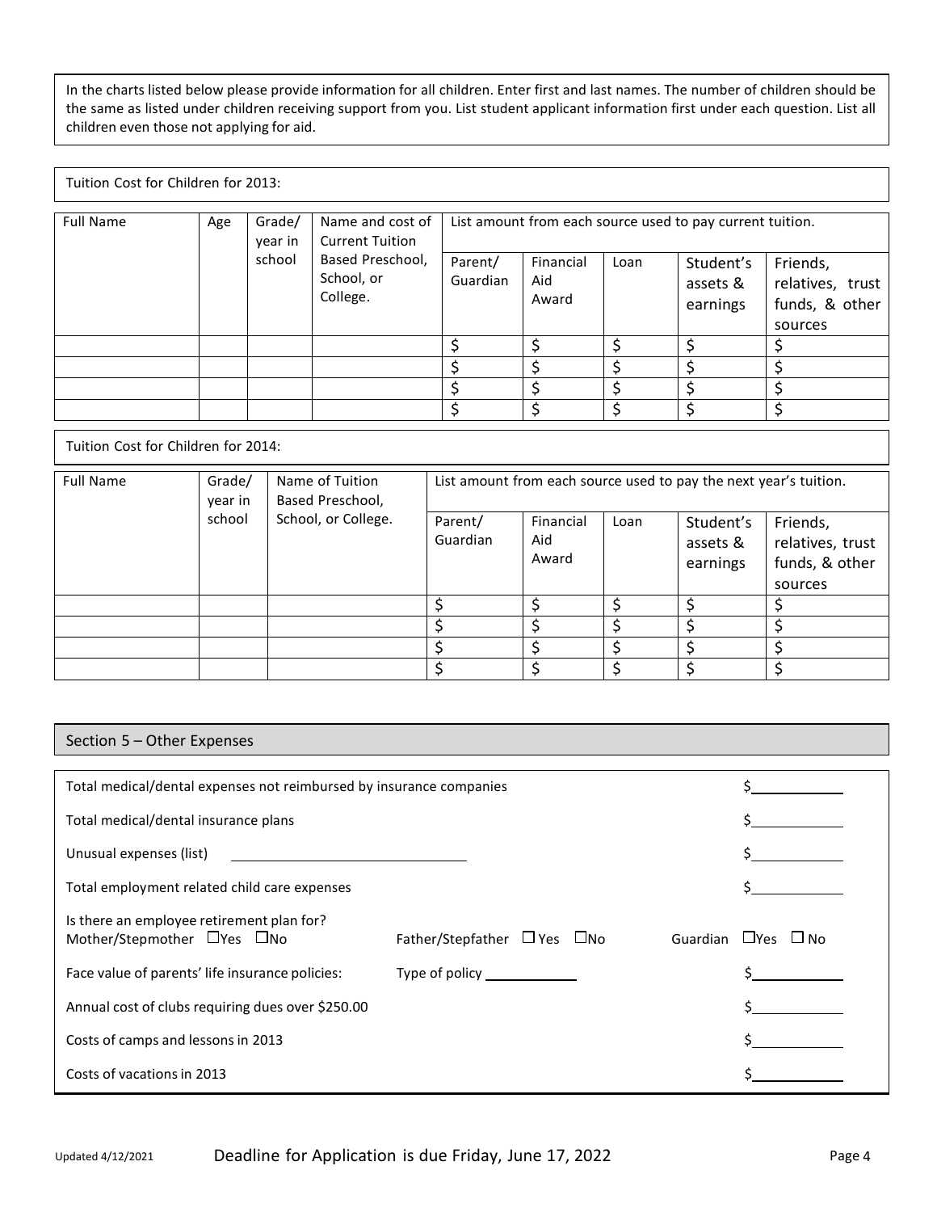In the charts listed below please provide information for all children. Enter first and last names. The number of children should be the same as listed under children receiving support from you. List student applicant information first under each question. List all children even those not applying for aid.

Tuition Cost for Children for 2013:

| Full Name | Age | Grade/ year in school | Name and cost of Current Tuition Based Preschool, School, or College. | List amount from each source used to pay current tuition. | | | | |
|---|---|---|---|---|---|---|---|---|
| | | | | Parent/ Guardian | Financial Aid Award | Loan | Student's assets & earnings | Friends, relatives, trust funds, & other sources |
| | | | | $ | $ | $ | $ | $ |
| | | | | $ | $ | $ | $ | $ |
| | | | | $ | $ | $ | $ | $ |
| | | | | $ | $ | $ | $ | $ |

Tuition Cost for Children for 2014:

| Full Name | Grade/ year in school | Name of Tuition Based Preschool, School, or College. | List amount from each source used to pay the next year's tuition. | | | | |
|---|---|---|---|---|---|---|---|
| | | | Parent/ Guardian | Financial Aid Award | Loan | Student's assets & earnings | Friends, relatives, trust funds, & other sources |
| | | | $ | $ | $ | $ | $ |
| | | | $ | $ | $ | $ | $ |
| | | | $ | $ | $ | $ | $ |
| | | | $ | $ | $ | $ | $ |

## Section 5 – Other Expenses

Total medical/dental expenses not reimbursed by insurance companies $\_\_\_\_\_\_\_\_\_\_\_\_

Total medical/dental insurance plans $\_\_\_\_\_\_\_\_\_\_\_\_

Unusual expenses (list) \_\_\_\_\_\_\_\_\_\_\_\_\_\_\_\_\_\_\_\_\_\_\_\_\_\_\_\_ $\_\_\_\_\_\_\_\_\_\_\_\_

Total employment related child care expenses $\_\_\_\_\_\_\_\_\_\_\_\_

Is there an employee retirement plan for?
Mother/Stepmother ☐Yes ☐No    Father/Stepfather ☐Yes ☐No    Guardian ☐Yes ☐No

Face value of parents' life insurance policies:    Type of policy \_\_\_\_\_\_\_\_\_\_\_\_ $\_\_\_\_\_\_\_\_\_\_\_\_

Annual cost of clubs requiring dues over $250.00 $\_\_\_\_\_\_\_\_\_\_\_\_

Costs of camps and lessons in 2013 $\_\_\_\_\_\_\_\_\_\_\_\_

Costs of vacations in 2013 $\_\_\_\_\_\_\_\_\_\_\_\_

Updated 4/12/2021    Deadline for Application is due Friday, June 17, 2022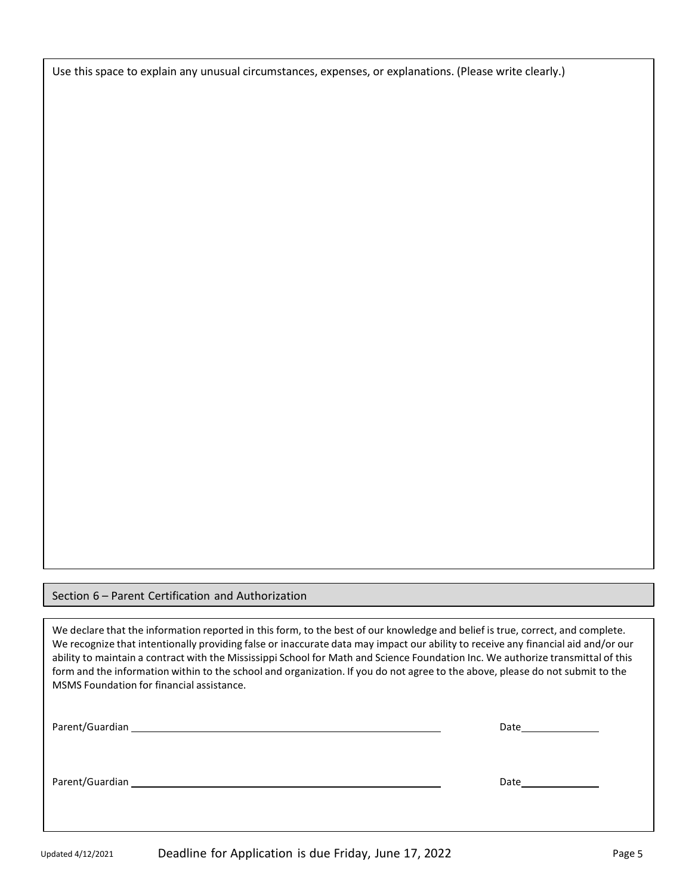Use this space to explain any unusual circumstances, expenses, or explanations. (Please write clearly.)

## Section 6 – Parent Certification and Authorization

We declare that the information reported in this form, to the best of our knowledge and belief is true, correct, and complete. We recognize that intentionally providing false or inaccurate data may impact our ability to receive any financial aid and/or our ability to maintain a contract with the Mississippi School for Math and Science Foundation Inc. We authorize transmittal of this form and the information within to the school and organization. If you do not agree to the above, please do not submit to the MSMS Foundation for financial assistance.

Parent/Guardian ______________________________ Date__________

Parent/Guardian ______________________________ Date__________

Deadline for Application is due Friday, June 17, 2022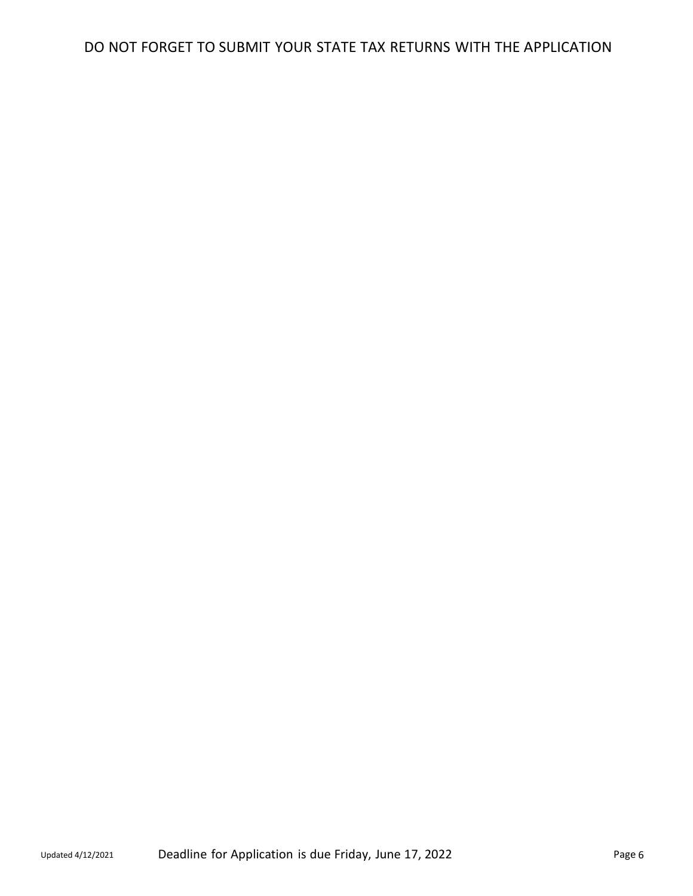DO NOT FORGET TO SUBMIT YOUR STATE TAX RETURNS WITH THE APPLICATION